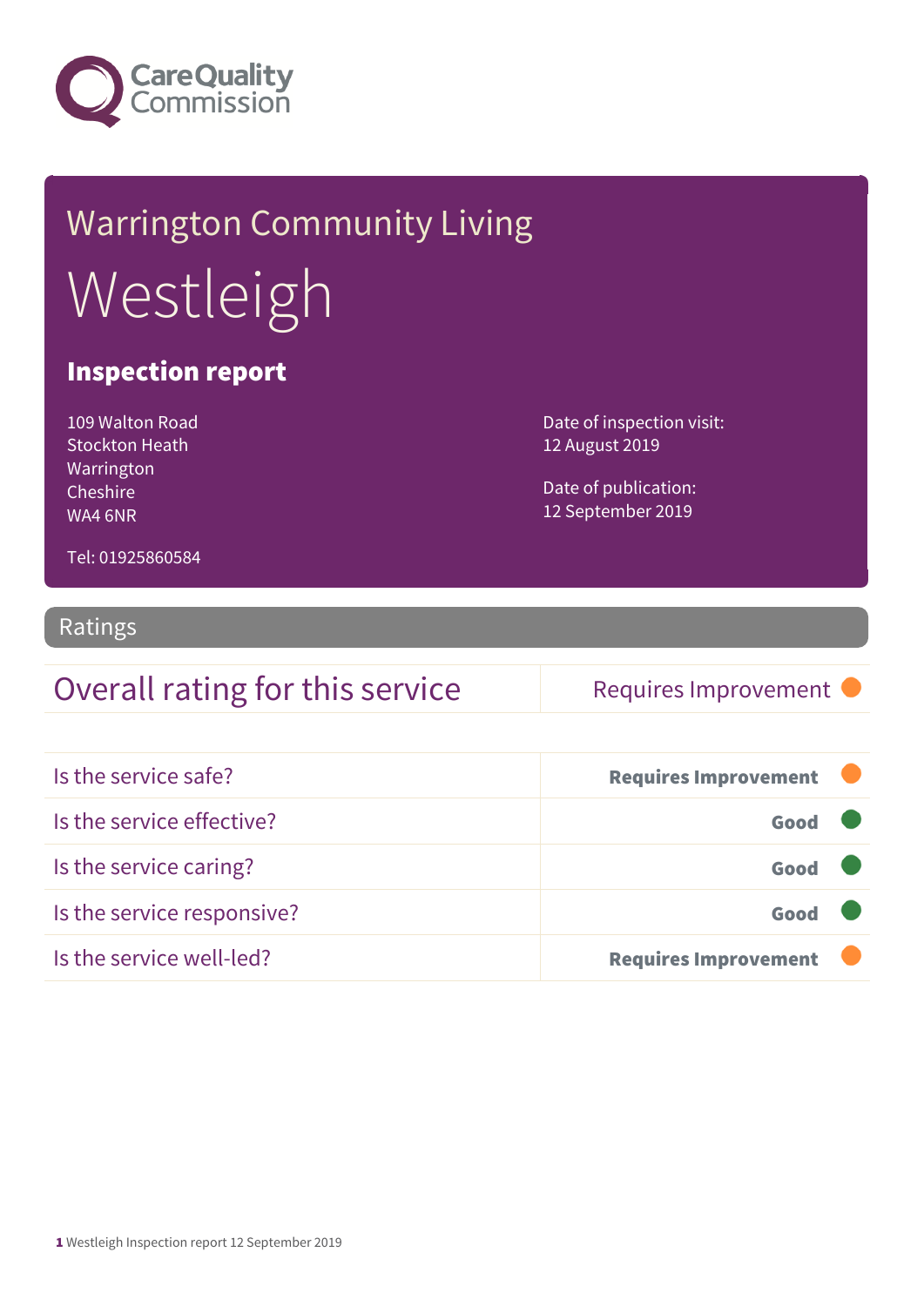# Warrington Community Living

# Westleigh

## Inspection report

109 Walton Road
Stockton Heath
Warrington
Cheshire
WA4 6NR

Tel: 01925860584

Date of inspection visit:
12 August 2019

Date of publication:
12 September 2019

## Ratings

| Overall rating for this service | Requires Improvement |
| --- | --- |

| | |
| --- | --- |
| Is the service safe? | **Requires Improvement** |
| Is the service effective? | **Good** |
| Is the service caring? | **Good** |
| Is the service responsive? | **Good** |
| Is the service well-led? | **Requires Improvement** |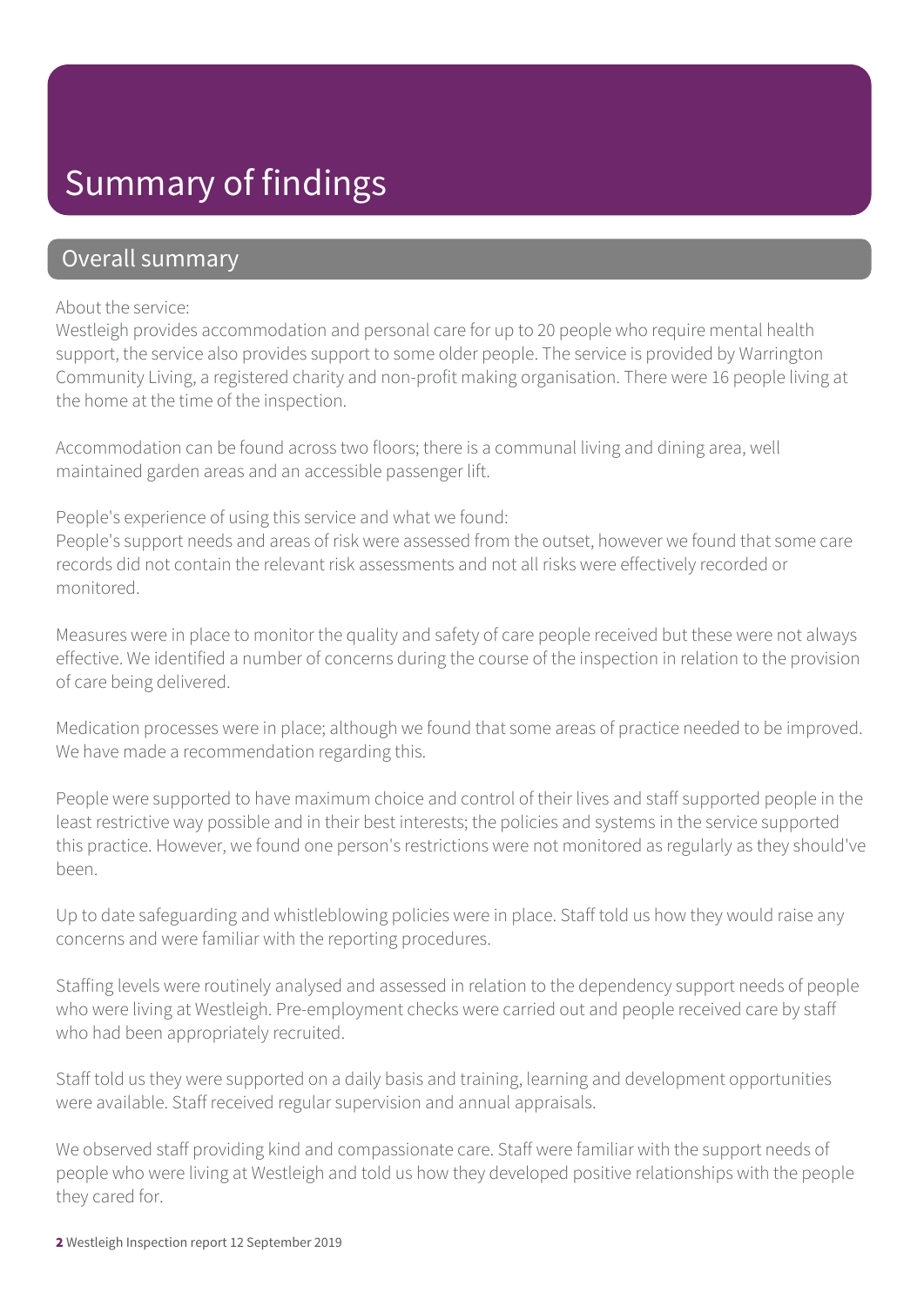# Summary of findings

## Overall summary

About the service:
Westleigh provides accommodation and personal care for up to 20 people who require mental health support, the service also provides support to some older people. The service is provided by Warrington Community Living, a registered charity and non-profit making organisation. There were 16 people living at the home at the time of the inspection.

Accommodation can be found across two floors; there is a communal living and dining area, well maintained garden areas and an accessible passenger lift.

People's experience of using this service and what we found:
People's support needs and areas of risk were assessed from the outset, however we found that some care records did not contain the relevant risk assessments and not all risks were effectively recorded or monitored.

Measures were in place to monitor the quality and safety of care people received but these were not always effective. We identified a number of concerns during the course of the inspection in relation to the provision of care being delivered.

Medication processes were in place; although we found that some areas of practice needed to be improved. We have made a recommendation regarding this.

People were supported to have maximum choice and control of their lives and staff supported people in the least restrictive way possible and in their best interests; the policies and systems in the service supported this practice. However, we found one person's restrictions were not monitored as regularly as they should've been.

Up to date safeguarding and whistleblowing policies were in place. Staff told us how they would raise any concerns and were familiar with the reporting procedures.

Staffing levels were routinely analysed and assessed in relation to the dependency support needs of people who were living at Westleigh. Pre-employment checks were carried out and people received care by staff who had been appropriately recruited.

Staff told us they were supported on a daily basis and training, learning and development opportunities were available. Staff received regular supervision and annual appraisals.

We observed staff providing kind and compassionate care. Staff were familiar with the support needs of people who were living at Westleigh and told us how they developed positive relationships with the people they cared for.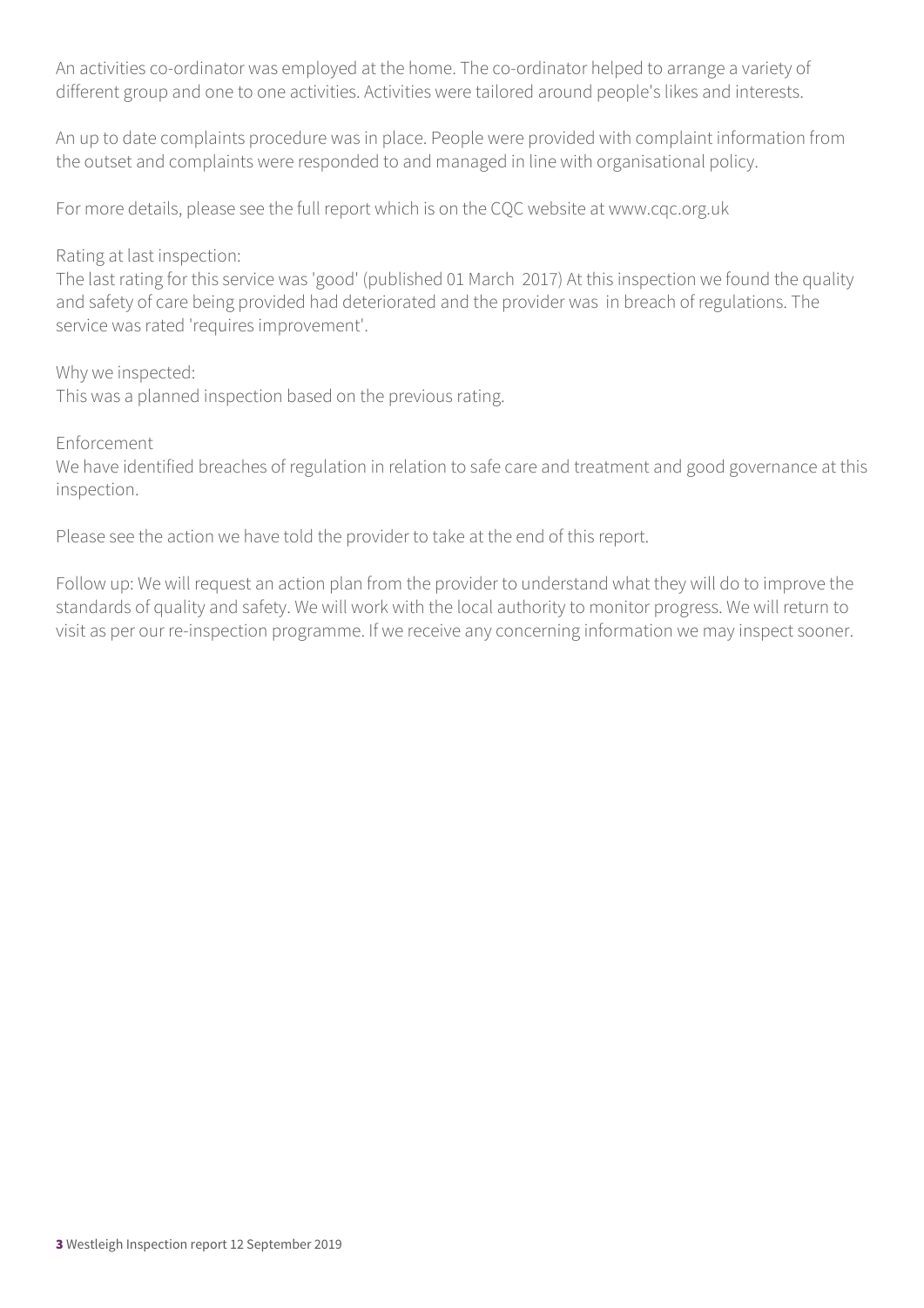An activities co-ordinator was employed at the home. The co-ordinator helped to arrange a variety of different group and one to one activities. Activities were tailored around people's likes and interests.

An up to date complaints procedure was in place. People were provided with complaint information from the outset and complaints were responded to and managed in line with organisational policy.

For more details, please see the full report which is on the CQC website at www.cqc.org.uk

Rating at last inspection:
The last rating for this service was 'good' (published 01 March 2017) At this inspection we found the quality and safety of care being provided had deteriorated and the provider was in breach of regulations. The service was rated 'requires improvement'.

Why we inspected:
This was a planned inspection based on the previous rating.

Enforcement
We have identified breaches of regulation in relation to safe care and treatment and good governance at this inspection.

Please see the action we have told the provider to take at the end of this report.

Follow up: We will request an action plan from the provider to understand what they will do to improve the standards of quality and safety. We will work with the local authority to monitor progress. We will return to visit as per our re-inspection programme. If we receive any concerning information we may inspect sooner.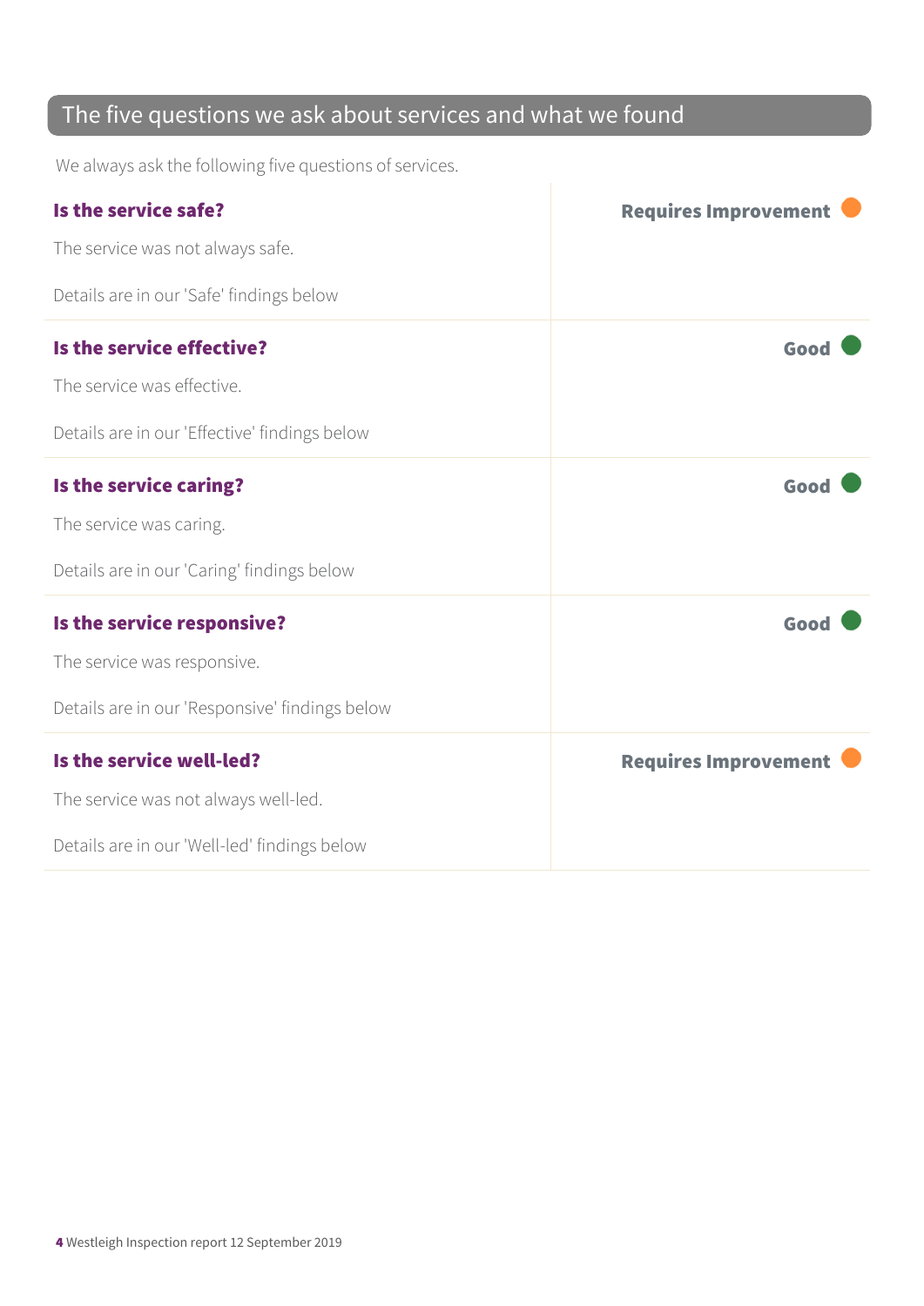## The five questions we ask about services and what we found

We always ask the following five questions of services.

### Is the service safe?

**Requires Improvement**

The service was not always safe.

Details are in our 'Safe' findings below

### Is the service effective?

**Good**

The service was effective.

Details are in our 'Effective' findings below

### Is the service caring?

**Good**

The service was caring.

Details are in our 'Caring' findings below

### Is the service responsive?

**Good**

The service was responsive.

Details are in our 'Responsive' findings below

### Is the service well-led?

**Requires Improvement**

The service was not always well-led.

Details are in our 'Well-led' findings below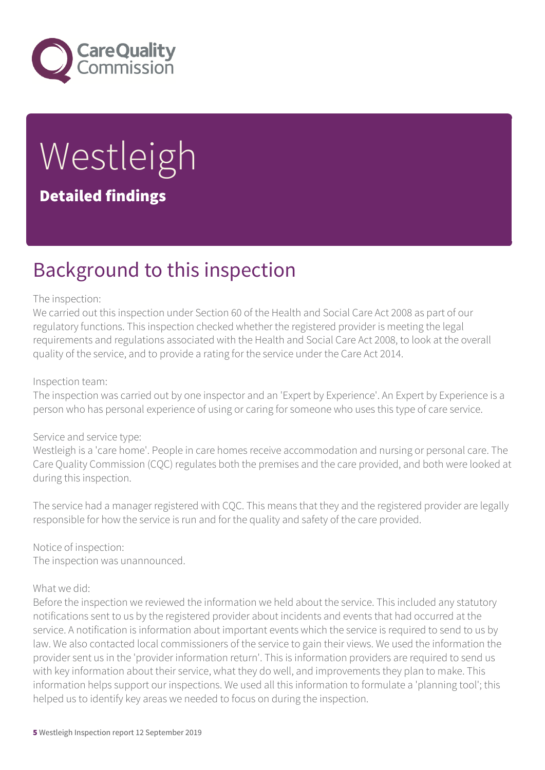# Westleigh

## Detailed findings

## Background to this inspection

The inspection:
We carried out this inspection under Section 60 of the Health and Social Care Act 2008 as part of our regulatory functions. This inspection checked whether the registered provider is meeting the legal requirements and regulations associated with the Health and Social Care Act 2008, to look at the overall quality of the service, and to provide a rating for the service under the Care Act 2014.

Inspection team:
The inspection was carried out by one inspector and an 'Expert by Experience'. An Expert by Experience is a person who has personal experience of using or caring for someone who uses this type of care service.

Service and service type:
Westleigh is a 'care home'. People in care homes receive accommodation and nursing or personal care. The Care Quality Commission (CQC) regulates both the premises and the care provided, and both were looked at during this inspection.

The service had a manager registered with CQC. This means that they and the registered provider are legally responsible for how the service is run and for the quality and safety of the care provided.

Notice of inspection:
The inspection was unannounced.

What we did:
Before the inspection we reviewed the information we held about the service. This included any statutory notifications sent to us by the registered provider about incidents and events that had occurred at the service. A notification is information about important events which the service is required to send to us by law. We also contacted local commissioners of the service to gain their views. We used the information the provider sent us in the 'provider information return'. This is information providers are required to send us with key information about their service, what they do well, and improvements they plan to make. This information helps support our inspections. We used all this information to formulate a 'planning tool'; this helped us to identify key areas we needed to focus on during the inspection.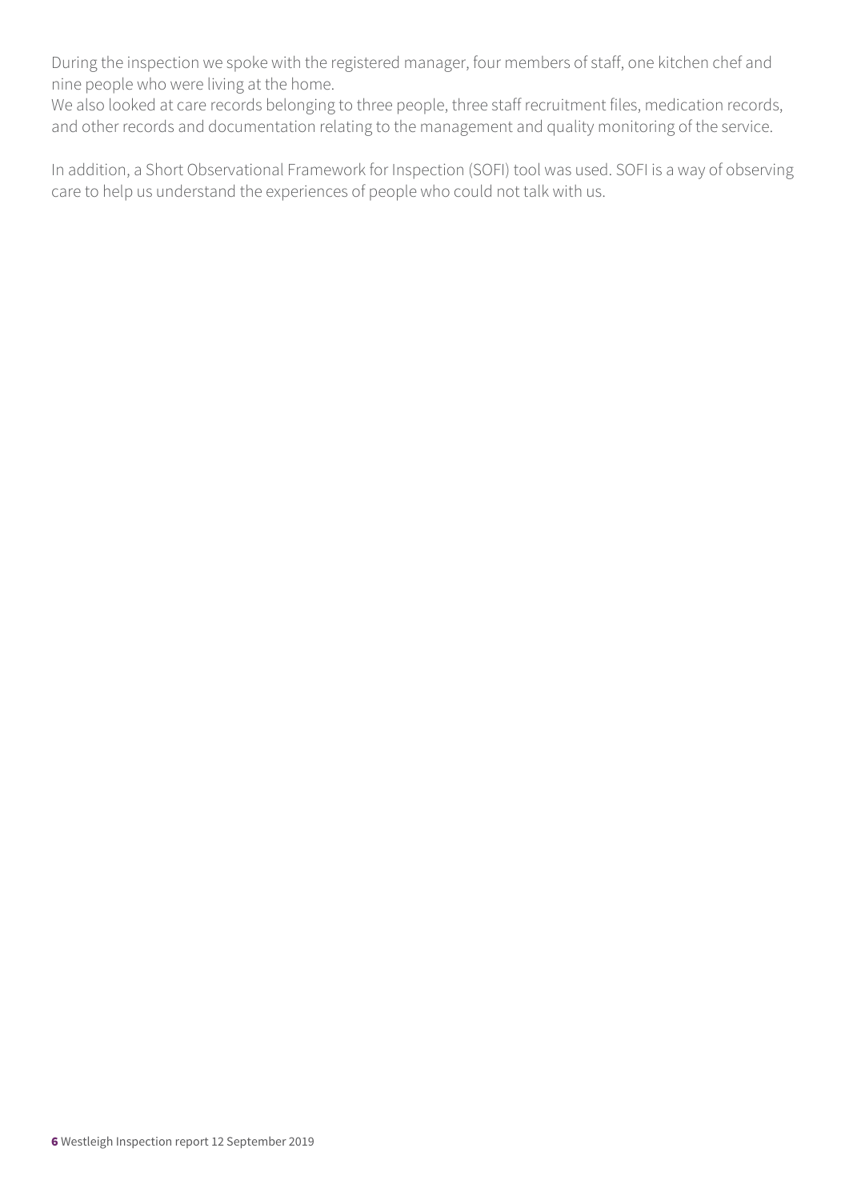During the inspection we spoke with the registered manager, four members of staff, one kitchen chef and nine people who were living at the home.
We also looked at care records belonging to three people, three staff recruitment files, medication records, and other records and documentation relating to the management and quality monitoring of the service.

In addition, a Short Observational Framework for Inspection (SOFI) tool was used. SOFI is a way of observing care to help us understand the experiences of people who could not talk with us.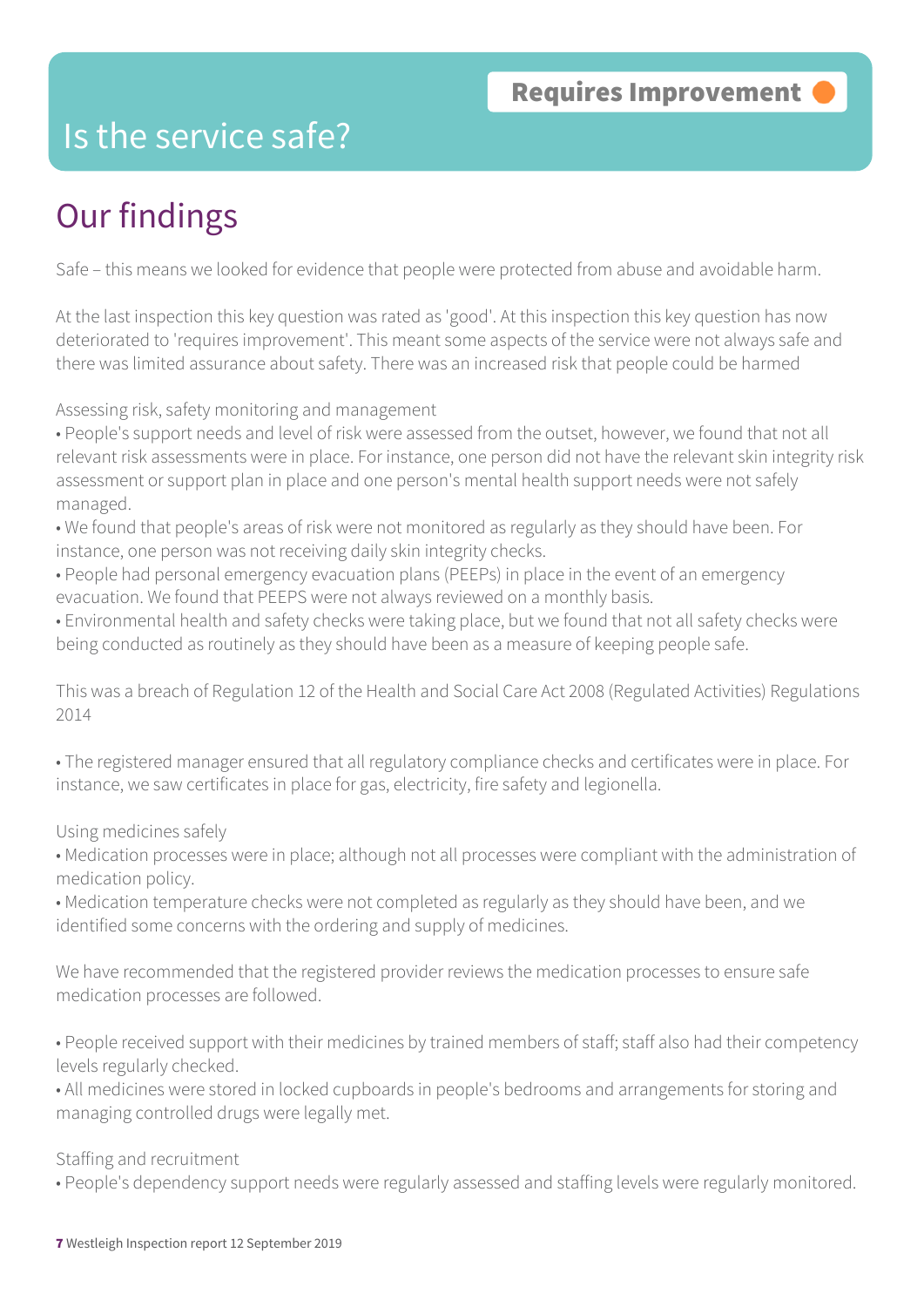**Requires Improvement**

# Is the service safe?

## Our findings

Safe – this means we looked for evidence that people were protected from abuse and avoidable harm.

At the last inspection this key question was rated as 'good'. At this inspection this key question has now deteriorated to 'requires improvement'. This meant some aspects of the service were not always safe and there was limited assurance about safety. There was an increased risk that people could be harmed

Assessing risk, safety monitoring and management

- People's support needs and level of risk were assessed from the outset, however, we found that not all relevant risk assessments were in place. For instance, one person did not have the relevant skin integrity risk assessment or support plan in place and one person's mental health support needs were not safely managed.
- We found that people's areas of risk were not monitored as regularly as they should have been. For instance, one person was not receiving daily skin integrity checks.
- People had personal emergency evacuation plans (PEEPs) in place in the event of an emergency evacuation. We found that PEEPS were not always reviewed on a monthly basis.
- Environmental health and safety checks were taking place, but we found that not all safety checks were being conducted as routinely as they should have been as a measure of keeping people safe.

This was a breach of Regulation 12 of the Health and Social Care Act 2008 (Regulated Activities) Regulations 2014

- The registered manager ensured that all regulatory compliance checks and certificates were in place. For instance, we saw certificates in place for gas, electricity, fire safety and legionella.

Using medicines safely

- Medication processes were in place; although not all processes were compliant with the administration of medication policy.
- Medication temperature checks were not completed as regularly as they should have been, and we identified some concerns with the ordering and supply of medicines.

We have recommended that the registered provider reviews the medication processes to ensure safe medication processes are followed.

- People received support with their medicines by trained members of staff; staff also had their competency levels regularly checked.
- All medicines were stored in locked cupboards in people's bedrooms and arrangements for storing and managing controlled drugs were legally met.

Staffing and recruitment

- People's dependency support needs were regularly assessed and staffing levels were regularly monitored.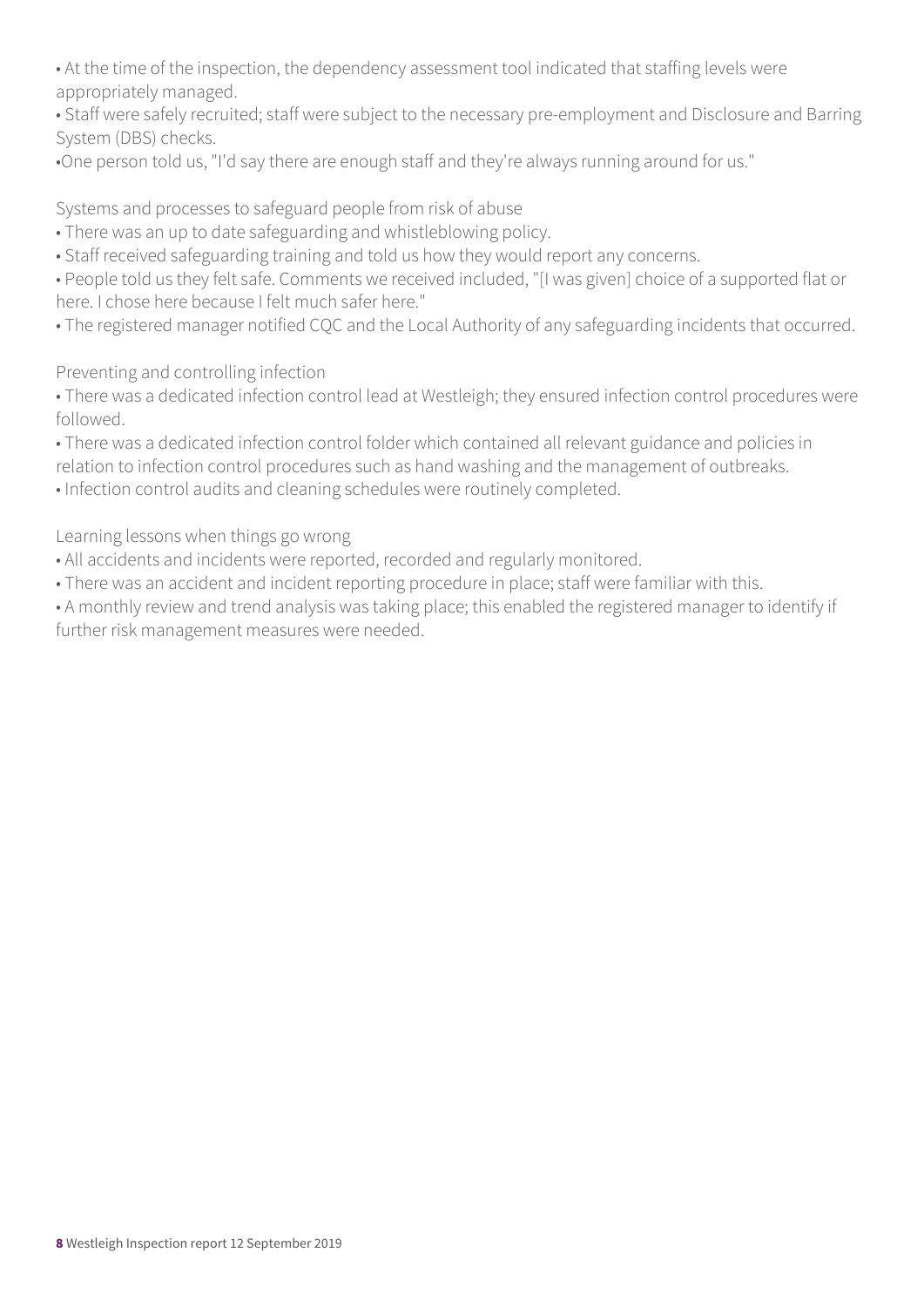- At the time of the inspection, the dependency assessment tool indicated that staffing levels were appropriately managed.
- Staff were safely recruited; staff were subject to the necessary pre-employment and Disclosure and Barring System (DBS) checks.
- One person told us, "I'd say there are enough staff and they're always running around for us."

Systems and processes to safeguard people from risk of abuse

- There was an up to date safeguarding and whistleblowing policy.
- Staff received safeguarding training and told us how they would report any concerns.
- People told us they felt safe. Comments we received included, "[I was given] choice of a supported flat or here. I chose here because I felt much safer here."
- The registered manager notified CQC and the Local Authority of any safeguarding incidents that occurred.

Preventing and controlling infection

- There was a dedicated infection control lead at Westleigh; they ensured infection control procedures were followed.
- There was a dedicated infection control folder which contained all relevant guidance and policies in relation to infection control procedures such as hand washing and the management of outbreaks.
- Infection control audits and cleaning schedules were routinely completed.

Learning lessons when things go wrong

- All accidents and incidents were reported, recorded and regularly monitored.
- There was an accident and incident reporting procedure in place; staff were familiar with this.
- A monthly review and trend analysis was taking place; this enabled the registered manager to identify if further risk management measures were needed.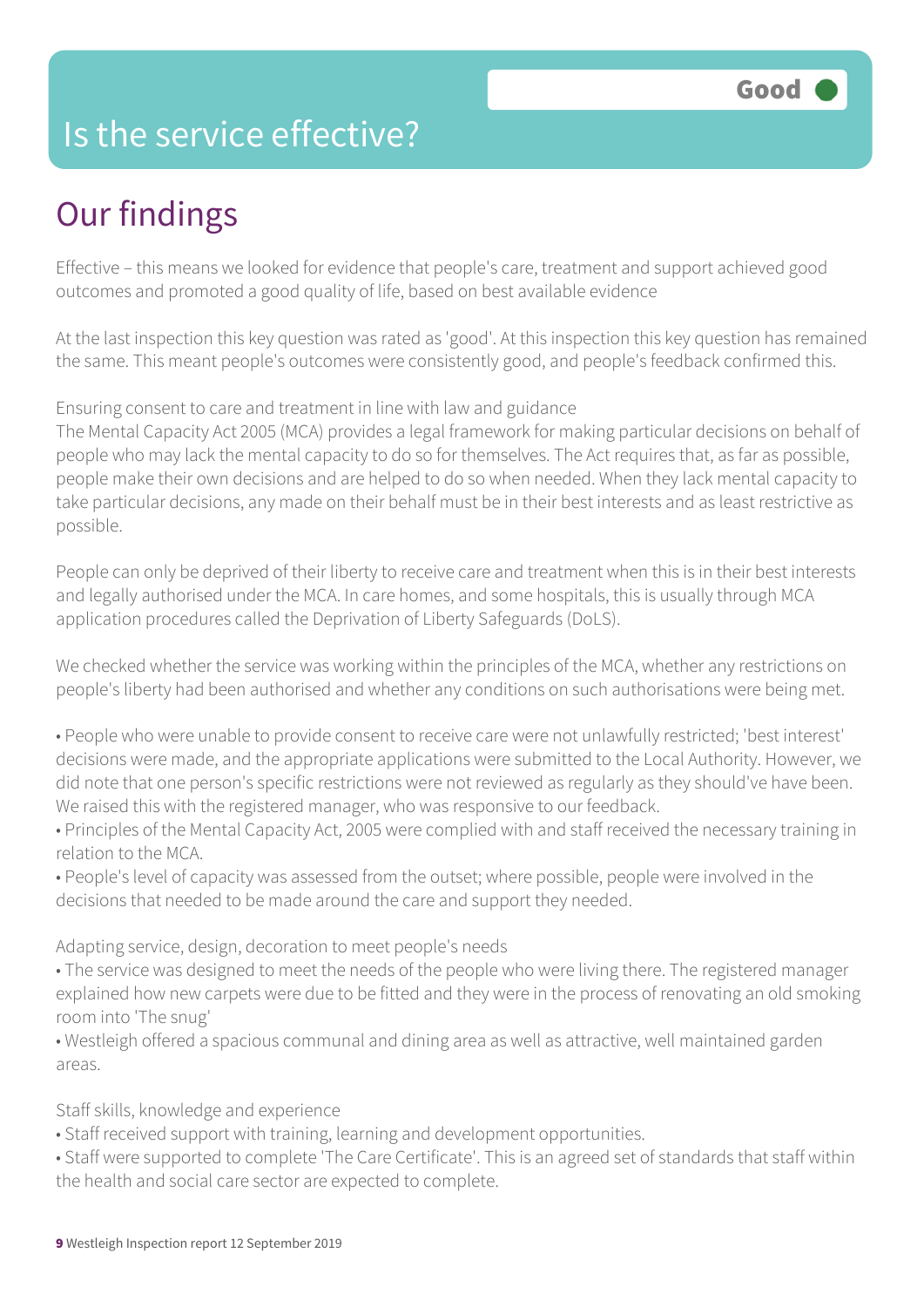# Is the service effective?

**Good**

## Our findings

Effective – this means we looked for evidence that people's care, treatment and support achieved good outcomes and promoted a good quality of life, based on best available evidence

At the last inspection this key question was rated as 'good'. At this inspection this key question has remained the same. This meant people's outcomes were consistently good, and people's feedback confirmed this.

Ensuring consent to care and treatment in line with law and guidance
The Mental Capacity Act 2005 (MCA) provides a legal framework for making particular decisions on behalf of people who may lack the mental capacity to do so for themselves. The Act requires that, as far as possible, people make their own decisions and are helped to do so when needed. When they lack mental capacity to take particular decisions, any made on their behalf must be in their best interests and as least restrictive as possible.

People can only be deprived of their liberty to receive care and treatment when this is in their best interests and legally authorised under the MCA. In care homes, and some hospitals, this is usually through MCA application procedures called the Deprivation of Liberty Safeguards (DoLS).

We checked whether the service was working within the principles of the MCA, whether any restrictions on people's liberty had been authorised and whether any conditions on such authorisations were being met.

- People who were unable to provide consent to receive care were not unlawfully restricted; 'best interest' decisions were made, and the appropriate applications were submitted to the Local Authority. However, we did note that one person's specific restrictions were not reviewed as regularly as they should've have been. We raised this with the registered manager, who was responsive to our feedback.
- Principles of the Mental Capacity Act, 2005 were complied with and staff received the necessary training in relation to the MCA.
- People's level of capacity was assessed from the outset; where possible, people were involved in the decisions that needed to be made around the care and support they needed.

Adapting service, design, decoration to meet people's needs
- The service was designed to meet the needs of the people who were living there. The registered manager explained how new carpets were due to be fitted and they were in the process of renovating an old smoking room into 'The snug'
- Westleigh offered a spacious communal and dining area as well as attractive, well maintained garden areas.

Staff skills, knowledge and experience
- Staff received support with training, learning and development opportunities.
- Staff were supported to complete 'The Care Certificate'. This is an agreed set of standards that staff within the health and social care sector are expected to complete.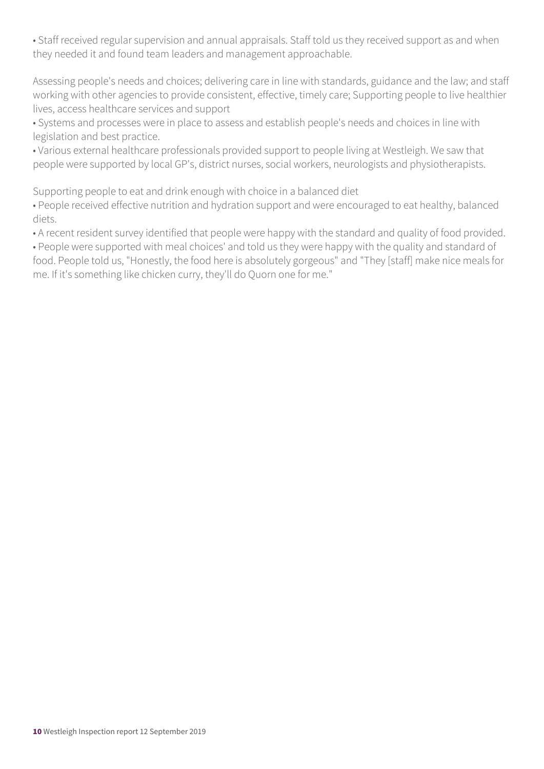- Staff received regular supervision and annual appraisals. Staff told us they received support as and when they needed it and found team leaders and management approachable.

Assessing people's needs and choices; delivering care in line with standards, guidance and the law; and staff working with other agencies to provide consistent, effective, timely care; Supporting people to live healthier lives, access healthcare services and support

- Systems and processes were in place to assess and establish people's needs and choices in line with legislation and best practice.
- Various external healthcare professionals provided support to people living at Westleigh. We saw that people were supported by local GP's, district nurses, social workers, neurologists and physiotherapists.

Supporting people to eat and drink enough with choice in a balanced diet

- People received effective nutrition and hydration support and were encouraged to eat healthy, balanced diets.
- A recent resident survey identified that people were happy with the standard and quality of food provided.
- People were supported with meal choices' and told us they were happy with the quality and standard of food. People told us, "Honestly, the food here is absolutely gorgeous" and "They [staff] make nice meals for me. If it's something like chicken curry, they'll do Quorn one for me."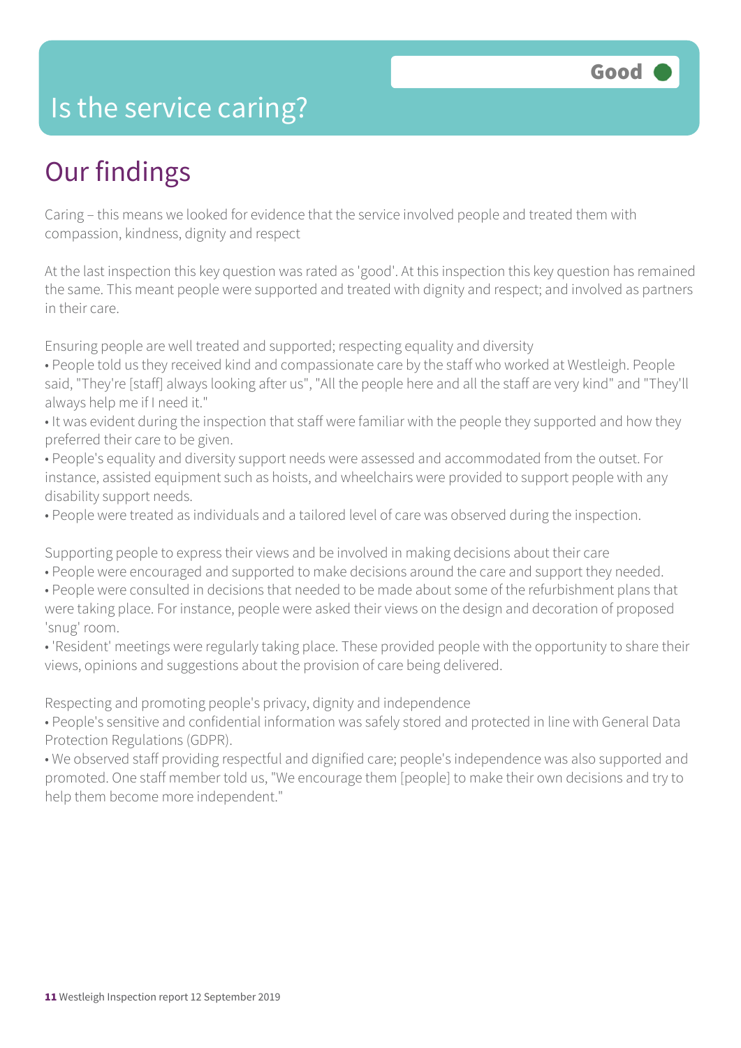Good

# Is the service caring?

## Our findings

Caring – this means we looked for evidence that the service involved people and treated them with compassion, kindness, dignity and respect

At the last inspection this key question was rated as 'good'. At this inspection this key question has remained the same. This meant people were supported and treated with dignity and respect; and involved as partners in their care.

Ensuring people are well treated and supported; respecting equality and diversity

- People told us they received kind and compassionate care by the staff who worked at Westleigh. People said, "They're [staff] always looking after us", "All the people here and all the staff are very kind" and "They'll always help me if I need it."
- It was evident during the inspection that staff were familiar with the people they supported and how they preferred their care to be given.
- People's equality and diversity support needs were assessed and accommodated from the outset. For instance, assisted equipment such as hoists, and wheelchairs were provided to support people with any disability support needs.
- People were treated as individuals and a tailored level of care was observed during the inspection.

Supporting people to express their views and be involved in making decisions about their care

- People were encouraged and supported to make decisions around the care and support they needed.
- People were consulted in decisions that needed to be made about some of the refurbishment plans that were taking place. For instance, people were asked their views on the design and decoration of proposed 'snug' room.
- 'Resident' meetings were regularly taking place. These provided people with the opportunity to share their views, opinions and suggestions about the provision of care being delivered.

Respecting and promoting people's privacy, dignity and independence

- People's sensitive and confidential information was safely stored and protected in line with General Data Protection Regulations (GDPR).
- We observed staff providing respectful and dignified care; people's independence was also supported and promoted. One staff member told us, "We encourage them [people] to make their own decisions and try to help them become more independent."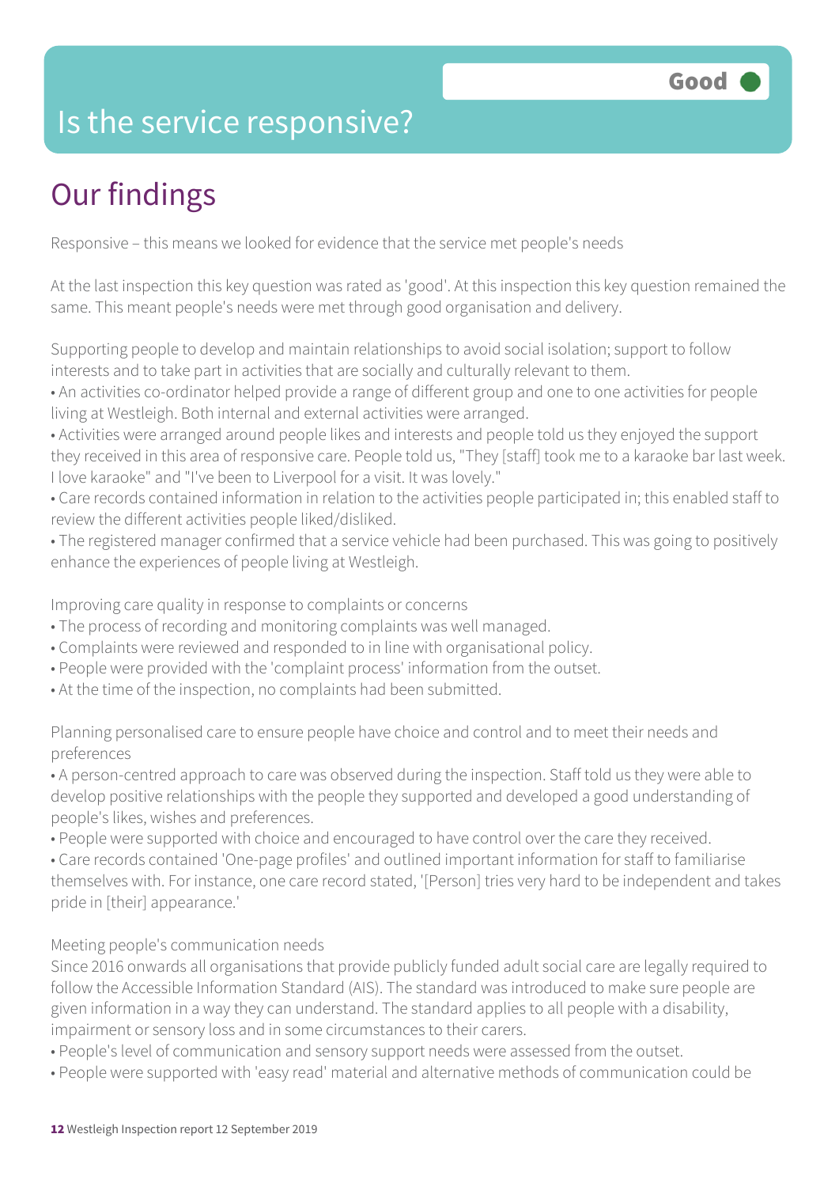# Is the service responsive?

Good

## Our findings

Responsive – this means we looked for evidence that the service met people's needs

At the last inspection this key question was rated as 'good'. At this inspection this key question remained the same. This meant people's needs were met through good organisation and delivery.

Supporting people to develop and maintain relationships to avoid social isolation; support to follow interests and to take part in activities that are socially and culturally relevant to them.

- An activities co-ordinator helped provide a range of different group and one to one activities for people living at Westleigh. Both internal and external activities were arranged.
- Activities were arranged around people likes and interests and people told us they enjoyed the support they received in this area of responsive care. People told us, "They [staff] took me to a karaoke bar last week. I love karaoke" and "I've been to Liverpool for a visit. It was lovely."
- Care records contained information in relation to the activities people participated in; this enabled staff to review the different activities people liked/disliked.
- The registered manager confirmed that a service vehicle had been purchased. This was going to positively enhance the experiences of people living at Westleigh.

Improving care quality in response to complaints or concerns

- The process of recording and monitoring complaints was well managed.
- Complaints were reviewed and responded to in line with organisational policy.
- People were provided with the 'complaint process' information from the outset.
- At the time of the inspection, no complaints had been submitted.

Planning personalised care to ensure people have choice and control and to meet their needs and preferences

- A person-centred approach to care was observed during the inspection. Staff told us they were able to develop positive relationships with the people they supported and developed a good understanding of people's likes, wishes and preferences.
- People were supported with choice and encouraged to have control over the care they received.
- Care records contained 'One-page profiles' and outlined important information for staff to familiarise themselves with. For instance, one care record stated, '[Person] tries very hard to be independent and takes pride in [their] appearance.'

Meeting people's communication needs

Since 2016 onwards all organisations that provide publicly funded adult social care are legally required to follow the Accessible Information Standard (AIS). The standard was introduced to make sure people are given information in a way they can understand. The standard applies to all people with a disability, impairment or sensory loss and in some circumstances to their carers.

- People's level of communication and sensory support needs were assessed from the outset.
- People were supported with 'easy read' material and alternative methods of communication could be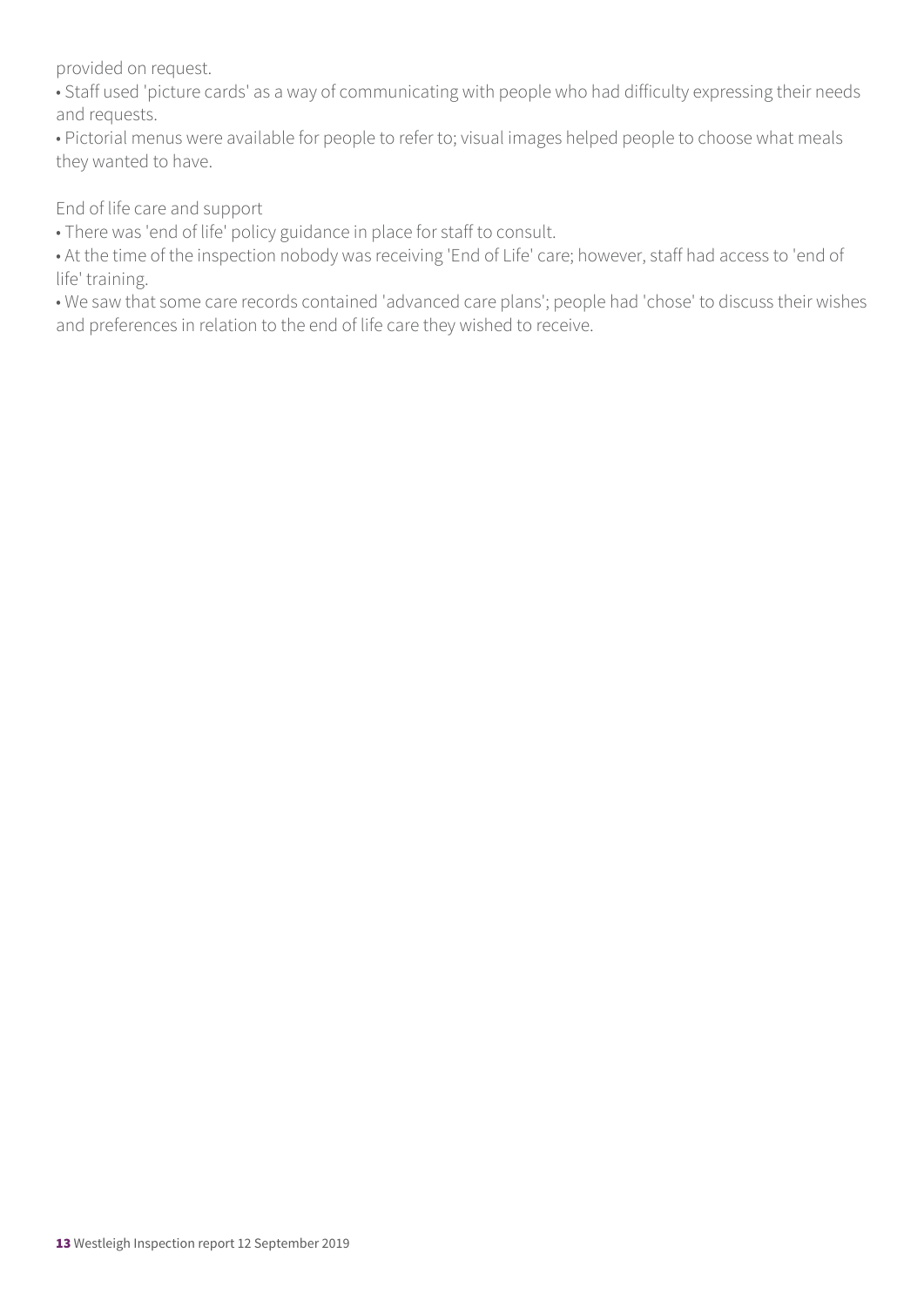provided on request.

- Staff used 'picture cards' as a way of communicating with people who had difficulty expressing their needs and requests.
- Pictorial menus were available for people to refer to; visual images helped people to choose what meals they wanted to have.

End of life care and support

- There was 'end of life' policy guidance in place for staff to consult.
- At the time of the inspection nobody was receiving 'End of Life' care; however, staff had access to 'end of life' training.
- We saw that some care records contained 'advanced care plans'; people had 'chose' to discuss their wishes and preferences in relation to the end of life care they wished to receive.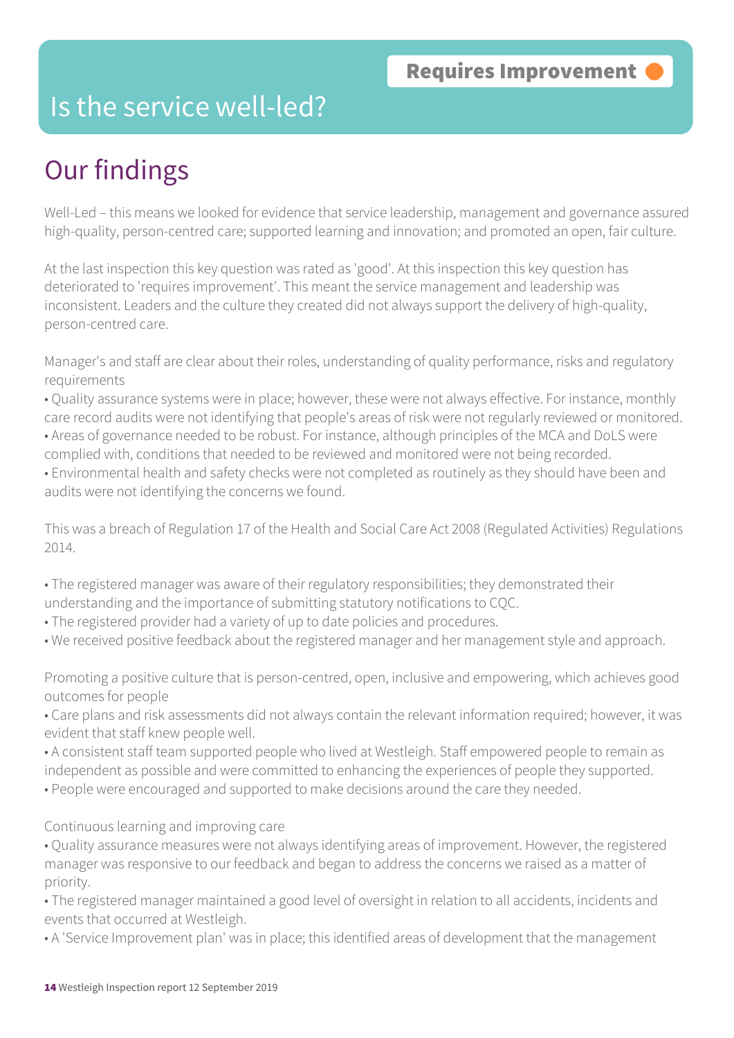Requires Improvement

# Is the service well-led?

## Our findings

Well-Led – this means we looked for evidence that service leadership, management and governance assured high-quality, person-centred care; supported learning and innovation; and promoted an open, fair culture.

At the last inspection this key question was rated as 'good'. At this inspection this key question has deteriorated to 'requires improvement'. This meant the service management and leadership was inconsistent. Leaders and the culture they created did not always support the delivery of high-quality, person-centred care.

Manager's and staff are clear about their roles, understanding of quality performance, risks and regulatory requirements

- Quality assurance systems were in place; however, these were not always effective. For instance, monthly care record audits were not identifying that people's areas of risk were not regularly reviewed or monitored.
- Areas of governance needed to be robust. For instance, although principles of the MCA and DoLS were complied with, conditions that needed to be reviewed and monitored were not being recorded.
- Environmental health and safety checks were not completed as routinely as they should have been and audits were not identifying the concerns we found.

This was a breach of Regulation 17 of the Health and Social Care Act 2008 (Regulated Activities) Regulations 2014.

- The registered manager was aware of their regulatory responsibilities; they demonstrated their understanding and the importance of submitting statutory notifications to CQC.
- The registered provider had a variety of up to date policies and procedures.
- We received positive feedback about the registered manager and her management style and approach.

Promoting a positive culture that is person-centred, open, inclusive and empowering, which achieves good outcomes for people

- Care plans and risk assessments did not always contain the relevant information required; however, it was evident that staff knew people well.
- A consistent staff team supported people who lived at Westleigh. Staff empowered people to remain as independent as possible and were committed to enhancing the experiences of people they supported.
- People were encouraged and supported to make decisions around the care they needed.

Continuous learning and improving care

- Quality assurance measures were not always identifying areas of improvement. However, the registered manager was responsive to our feedback and began to address the concerns we raised as a matter of priority.
- The registered manager maintained a good level of oversight in relation to all accidents, incidents and events that occurred at Westleigh.
- A 'Service Improvement plan' was in place; this identified areas of development that the management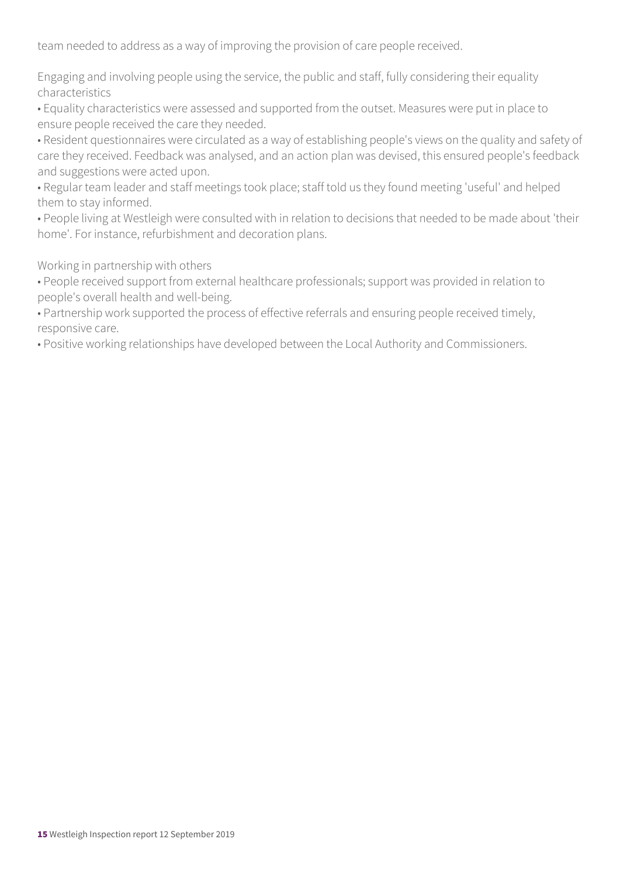team needed to address as a way of improving the provision of care people received.

Engaging and involving people using the service, the public and staff, fully considering their equality characteristics

- Equality characteristics were assessed and supported from the outset. Measures were put in place to ensure people received the care they needed.
- Resident questionnaires were circulated as a way of establishing people's views on the quality and safety of care they received. Feedback was analysed, and an action plan was devised, this ensured people's feedback and suggestions were acted upon.
- Regular team leader and staff meetings took place; staff told us they found meeting 'useful' and helped them to stay informed.
- People living at Westleigh were consulted with in relation to decisions that needed to be made about 'their home'. For instance, refurbishment and decoration plans.

Working in partnership with others

- People received support from external healthcare professionals; support was provided in relation to people's overall health and well-being.
- Partnership work supported the process of effective referrals and ensuring people received timely, responsive care.
- Positive working relationships have developed between the Local Authority and Commissioners.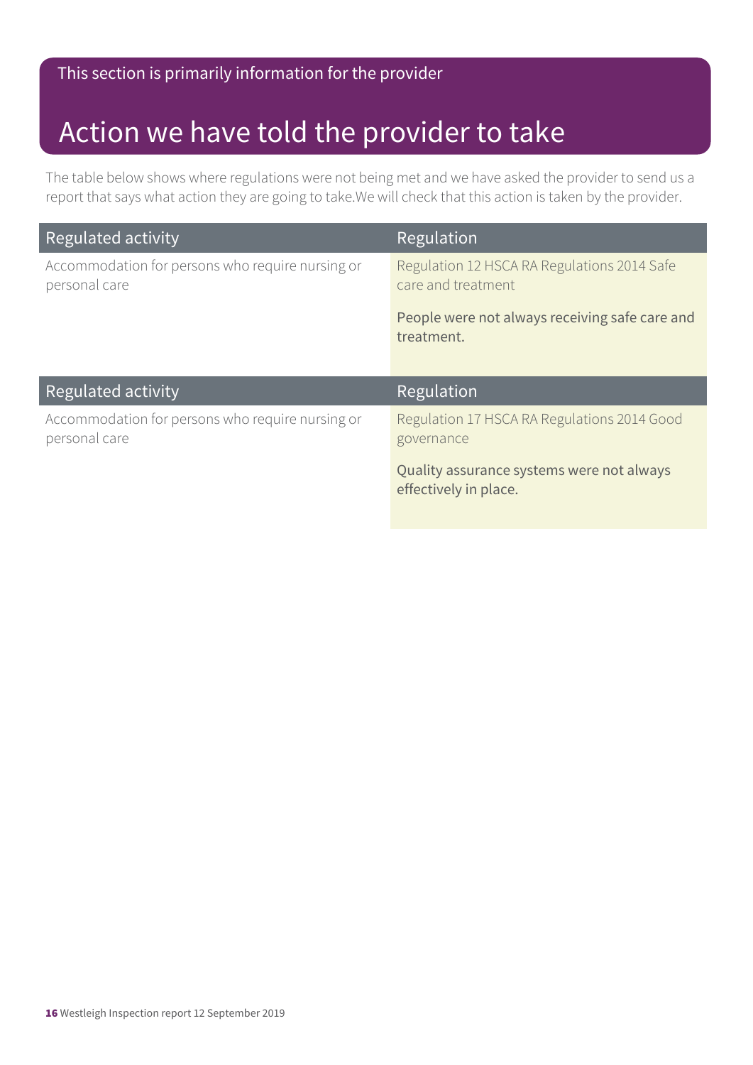This section is primarily information for the provider

# Action we have told the provider to take

The table below shows where regulations were not being met and we have asked the provider to send us a report that says what action they are going to take.We will check that this action is taken by the provider.

| Regulated activity | Regulation |
| --- | --- |
| Accommodation for persons who require nursing or personal care | Regulation 12 HSCA RA Regulations 2014 Safe care and treatment<br><br>People were not always receiving safe care and treatment. |

| Regulated activity | Regulation |
| --- | --- |
| Accommodation for persons who require nursing or personal care | Regulation 17 HSCA RA Regulations 2014 Good governance<br><br>Quality assurance systems were not always effectively in place. |